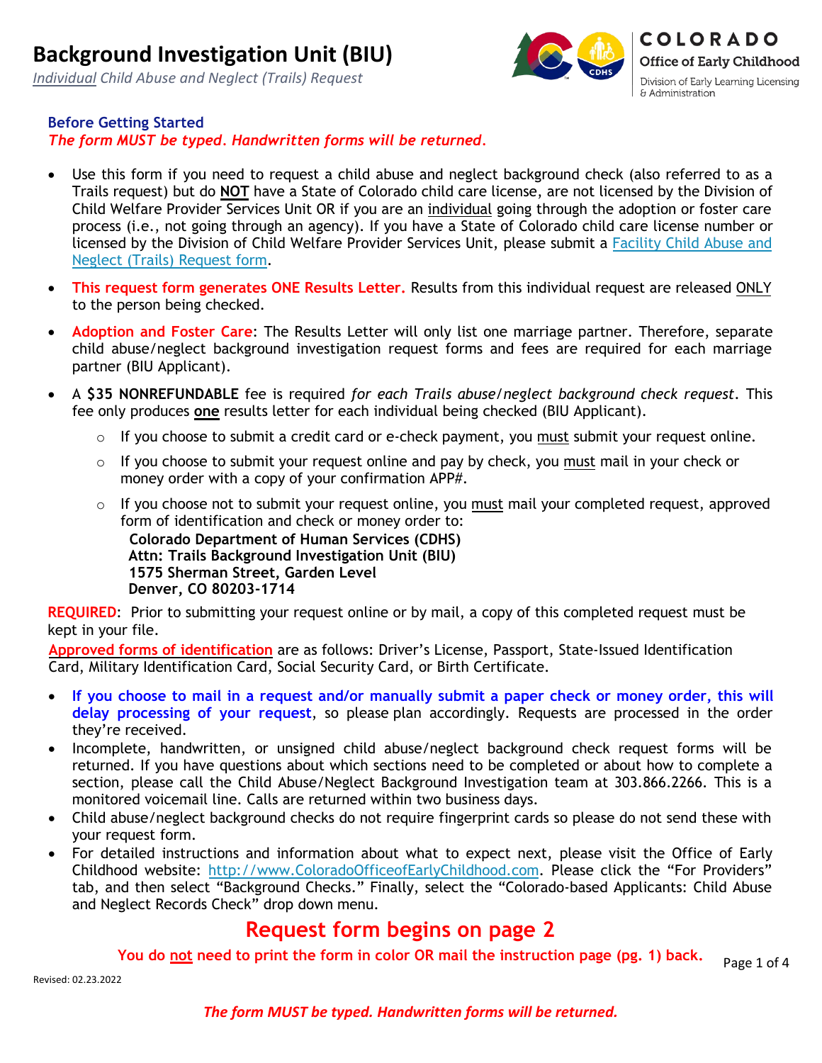# Background Investigation Unit (BIU)

*Individual Child Abuse and Neglect (Trails) Request*

COLORADO
Office of Early Childhood
Division of Early Learning Licensing & Administration

### Before Getting Started

***The form MUST be typed. Handwritten forms will be returned.***

- Use this form if you need to request a child abuse and neglect background check (also referred to as a Trails request) but do **NOT** have a State of Colorado child care license, are not licensed by the Division of Child Welfare Provider Services Unit OR if you are an individual going through the adoption or foster care process (i.e., not going through an agency). If you have a State of Colorado child care license number or licensed by the Division of Child Welfare Provider Services Unit, please submit a Facility Child Abuse and Neglect (Trails) Request form.
- **This request form generates ONE Results Letter.** Results from this individual request are released ONLY to the person being checked.
- **Adoption and Foster Care**: The Results Letter will only list one marriage partner. Therefore, separate child abuse/neglect background investigation request forms and fees are required for each marriage partner (BIU Applicant).
- A **$35 NONREFUNDABLE** fee is required *for each Trails abuse/neglect background check request*. This fee only produces **one** results letter for each individual being checked (BIU Applicant).
  - If you choose to submit a credit card or e-check payment, you must submit your request online.
  - If you choose to submit your request online and pay by check, you must mail in your check or money order with a copy of your confirmation APP#.
  - If you choose not to submit your request online, you must mail your completed request, approved form of identification and check or money order to:
    **Colorado Department of Human Services (CDHS)**
    **Attn: Trails Background Investigation Unit (BIU)**
    **1575 Sherman Street, Garden Level**
    **Denver, CO 80203-1714**

**REQUIRED**: Prior to submitting your request online or by mail, a copy of this completed request must be kept in your file.

**Approved forms of identification** are as follows: Driver's License, Passport, State-Issued Identification Card, Military Identification Card, Social Security Card, or Birth Certificate.

- **If you choose to mail in a request and/or manually submit a paper check or money order, this will delay processing of your request**, so please plan accordingly. Requests are processed in the order they're received.
- Incomplete, handwritten, or unsigned child abuse/neglect background check request forms will be returned. If you have questions about which sections need to be completed or about how to complete a section, please call the Child Abuse/Neglect Background Investigation team at 303.866.2266. This is a monitored voicemail line. Calls are returned within two business days.
- Child abuse/neglect background checks do not require fingerprint cards so please do not send these with your request form.
- For detailed instructions and information about what to expect next, please visit the Office of Early Childhood website: http://www.ColoradoOfficeofEarlyChildhood.com. Please click the "For Providers" tab, and then select "Background Checks." Finally, select the "Colorado-based Applicants: Child Abuse and Neglect Records Check" drop down menu.

## Request form begins on page 2

**You do not need to print the form in color OR mail the instruction page (pg. 1) back.**

Revised: 02.23.2022

***The form MUST be typed. Handwritten forms will be returned.***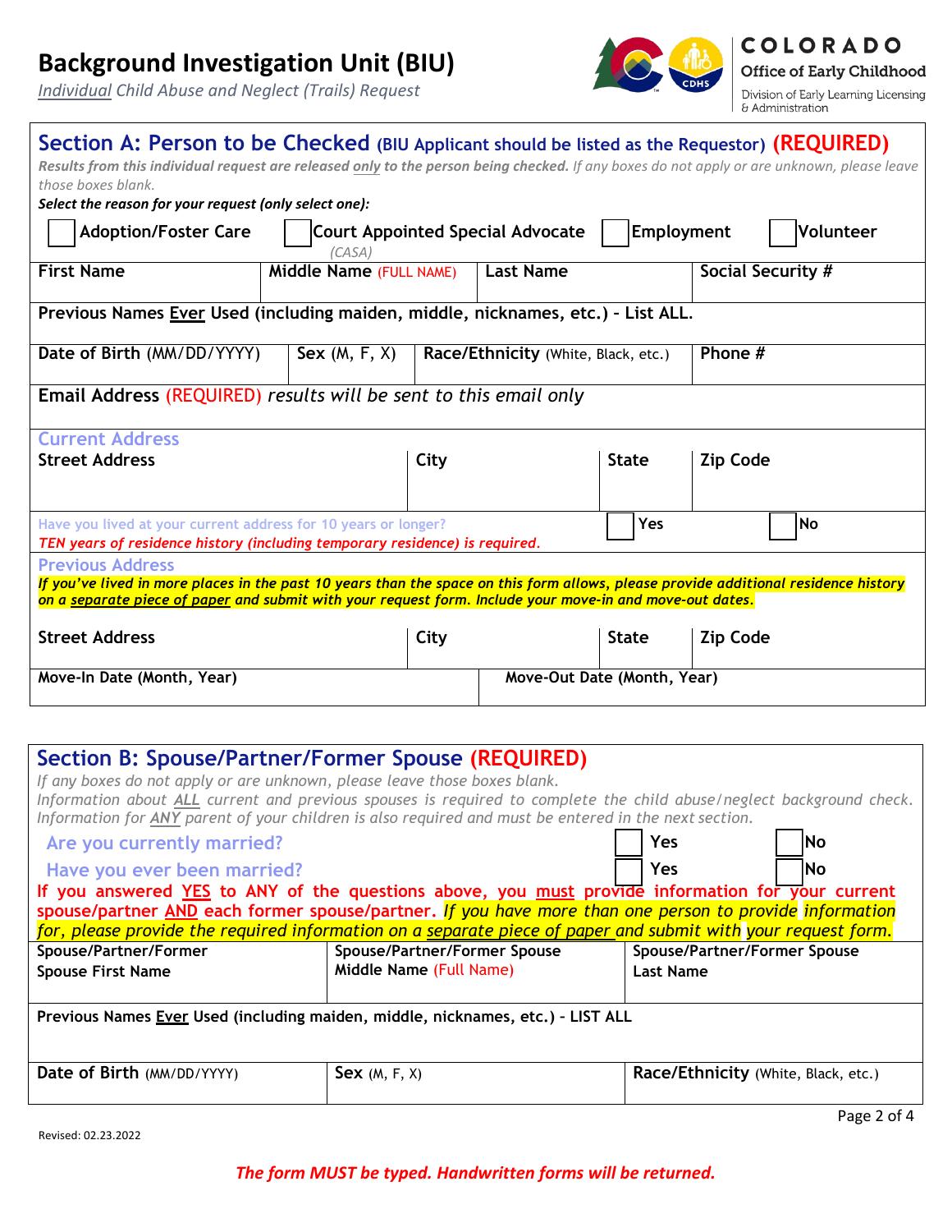# Background Investigation Unit (BIU)

*Individual Child Abuse and Neglect (Trails) Request*

COLORADO
Office of Early Childhood
Division of Early Learning Licensing & Administration

## Section A: Person to be Checked (BIU Applicant should be listed as the Requestor) (REQUIRED)

***Results from this individual request are released only to the person being checked.*** *If any boxes do not apply or are unknown, please leave those boxes blank.*

***Select the reason for your request (only select one):***

☐ Adoption/Foster Care ☐ Court Appointed Special Advocate (CASA) ☐ Employment ☐ Volunteer

| First Name | Middle Name (FULL NAME) | Last Name | Social Security # |
|---|---|---|---|
| | | | |

**Previous Names Ever Used (including maiden, middle, nicknames, etc.) - List ALL.**

| Date of Birth (MM/DD/YYYY) | Sex (M, F, X) | Race/Ethnicity (White, Black, etc.) | Phone # |
|---|---|---|---|
| | | | |

**Email Address** (REQUIRED) *results will be sent to this email only*

**Current Address**

| Street Address | City | State | Zip Code |
|---|---|---|---|
| | | | |

Have you lived at your current address for 10 years or longer? ☐ Yes ☐ No

*TEN years of residence history (including temporary residence) is required.*

**Previous Address**

***If you've lived in more places in the past 10 years than the space on this form allows, please provide additional residence history on a separate piece of paper and submit with your request form. Include your move-in and move-out dates.***

| Street Address | City | State | Zip Code |
|---|---|---|---|
| | | | |

| Move-In Date (Month, Year) | Move-Out Date (Month, Year) |
|---|---|
| | |

## Section B: Spouse/Partner/Former Spouse (REQUIRED)

*If any boxes do not apply or are unknown, please leave those boxes blank.*

*Information about ALL current and previous spouses is required to complete the child abuse/neglect background check. Information for ANY parent of your children is also required and must be entered in the next section.*

Are you currently married? ☐ Yes ☐ No

Have you ever been married? ☐ Yes ☐ No

**If you answered YES to ANY of the questions above, you must provide information for your current spouse/partner AND each former spouse/partner.** *If you have more than one person to provide information for, please provide the required information on a separate piece of paper and submit with your request form.*

| Spouse/Partner/Former Spouse First Name | Spouse/Partner/Former Spouse Middle Name (Full Name) | Spouse/Partner/Former Spouse Last Name |
|---|---|---|
| | | |

**Previous Names Ever Used (including maiden, middle, nicknames, etc.) - LIST ALL**

| Date of Birth (MM/DD/YYYY) | Sex (M, F, X) | Race/Ethnicity (White, Black, etc.) |
|---|---|---|
| | | |

Revised: 02.23.2022

***The form MUST be typed. Handwritten forms will be returned.***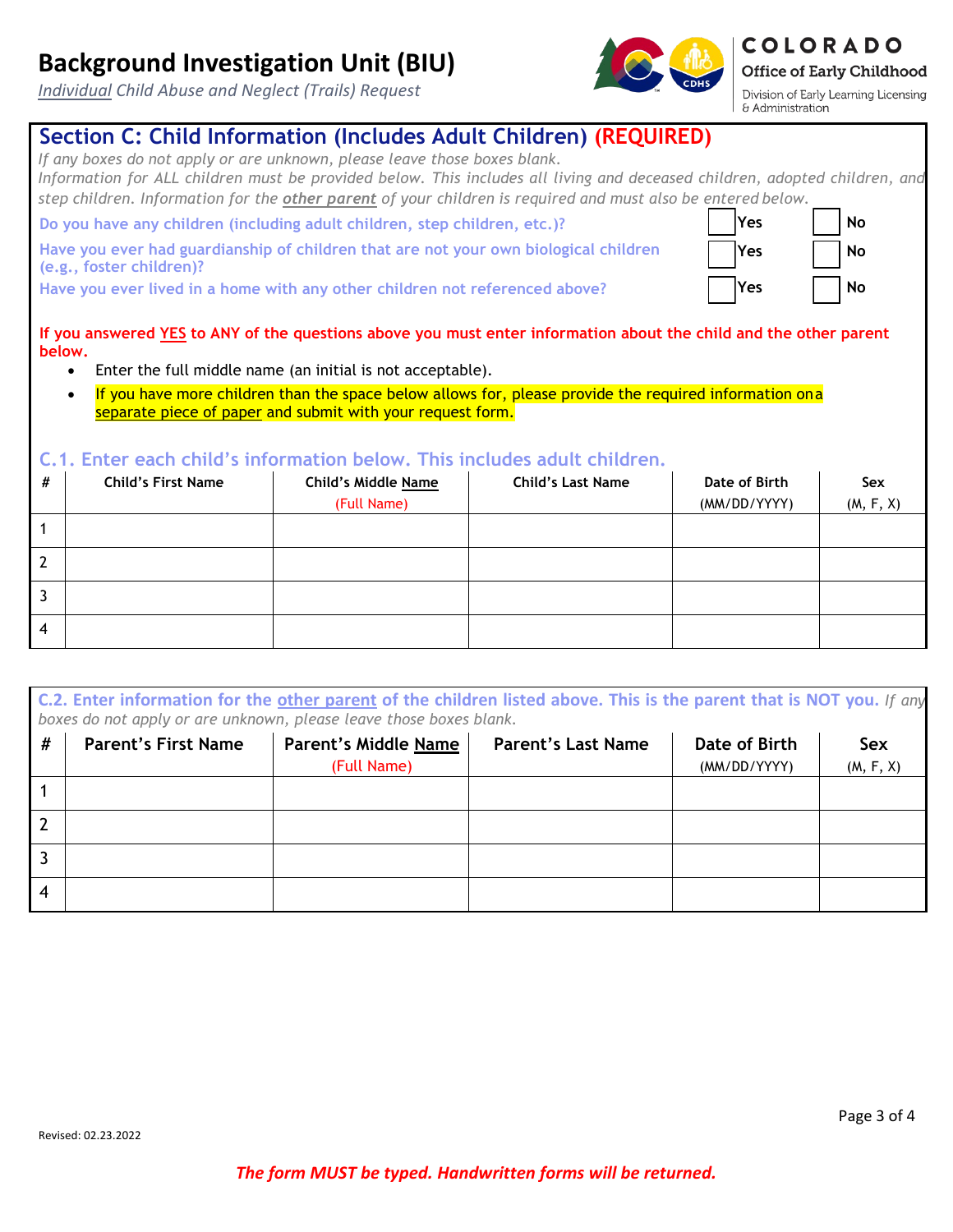# Background Investigation Unit (BIU)

*Individual Child Abuse and Neglect (Trails) Request*

COLORADO
Office of Early Childhood
Division of Early Learning Licensing & Administration

## Section C: Child Information (Includes Adult Children) (REQUIRED)

*If any boxes do not apply or are unknown, please leave those boxes blank.*
*Information for ALL children must be provided below. This includes all living and deceased children, adopted children, and step children. Information for the **other parent** of your children is required and must also be entered below.*

| | | |
|---|---|---|
| Do you have any children (including adult children, step children, etc.)? | ☐ Yes | ☐ No |
| Have you ever had guardianship of children that are not your own biological children (e.g., foster children)? | ☐ Yes | ☐ No |
| Have you ever lived in a home with any other children not referenced above? | ☐ Yes | ☐ No |

**If you answered YES to ANY of the questions above you must enter information about the child and the other parent below.**

- Enter the full middle name (an initial is not acceptable).
- If you have more children than the space below allows for, please provide the required information on a separate piece of paper and submit with your request form.

### C.1. Enter each child's information below. This includes adult children.

| # | Child's First Name | Child's Middle Name (Full Name) | Child's Last Name | Date of Birth (MM/DD/YYYY) | Sex (M, F, X) |
|---|---|---|---|---|---|
| 1 | | | | | |
| 2 | | | | | |
| 3 | | | | | |
| 4 | | | | | |

### C.2. Enter information for the other parent of the children listed above. This is the parent that is NOT you.

*If any boxes do not apply or are unknown, please leave those boxes blank.*

| # | Parent's First Name | Parent's Middle Name (Full Name) | Parent's Last Name | Date of Birth (MM/DD/YYYY) | Sex (M, F, X) |
|---|---|---|---|---|---|
| 1 | | | | | |
| 2 | | | | | |
| 3 | | | | | |
| 4 | | | | | |

Revised: 02.23.2022

***The form MUST be typed. Handwritten forms will be returned.***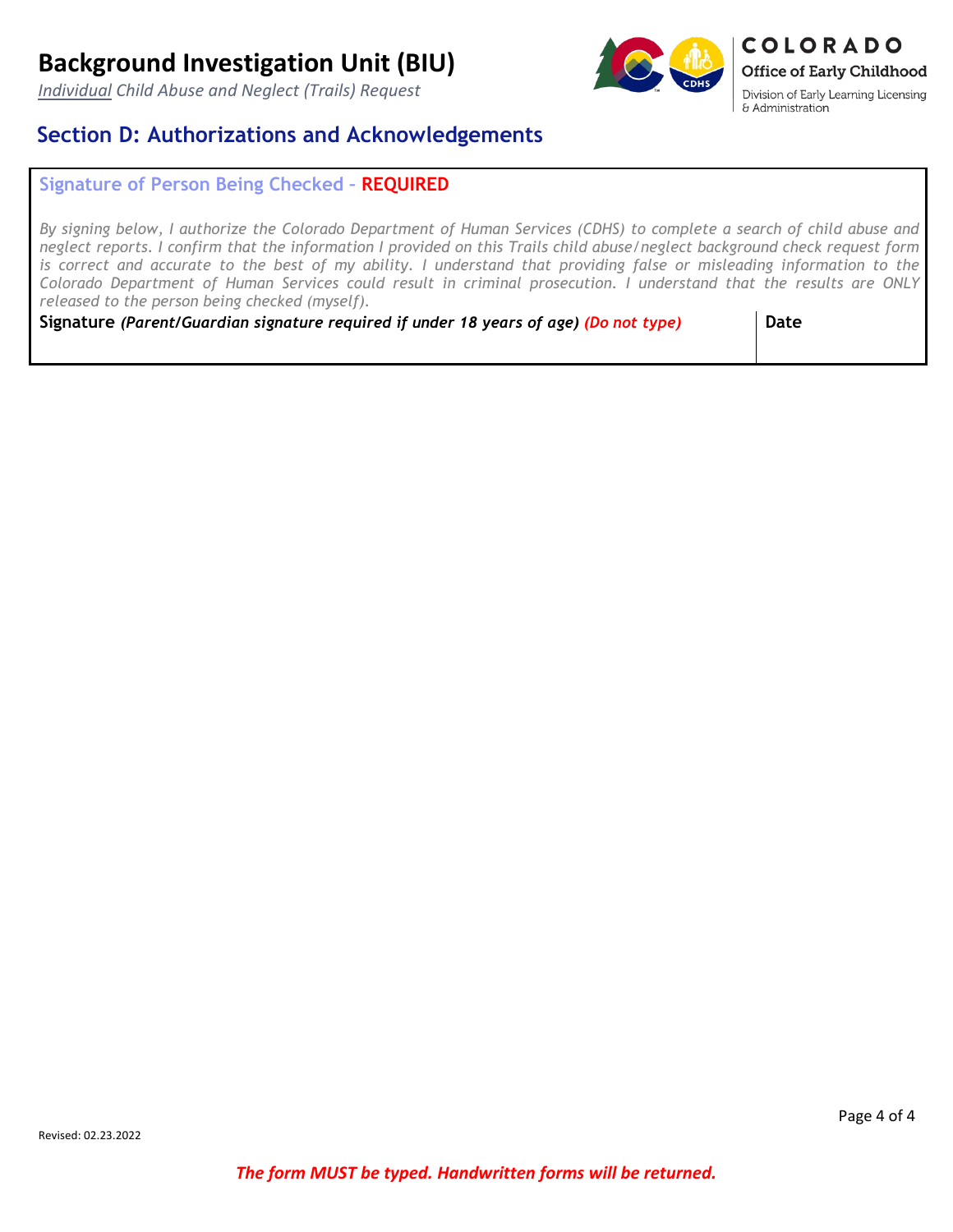# Background Investigation Unit (BIU)

*Individual Child Abuse and Neglect (Trails) Request*

COLORADO
Office of Early Childhood
Division of Early Learning Licensing & Administration

## Section D: Authorizations and Acknowledgements

### Signature of Person Being Checked – REQUIRED

*By signing below, I authorize the Colorado Department of Human Services (CDHS) to complete a search of child abuse and neglect reports. I confirm that the information I provided on this Trails child abuse/neglect background check request form is correct and accurate to the best of my ability. I understand that providing false or misleading information to the Colorado Department of Human Services could result in criminal prosecution. I understand that the results are ONLY released to the person being checked (myself).*

| **Signature** *(Parent/Guardian signature required if under 18 years of age) (Do not type)* | **Date** |
| --- | --- |
| | |

Revised: 02.23.2022

***The form MUST be typed. Handwritten forms will be returned.***